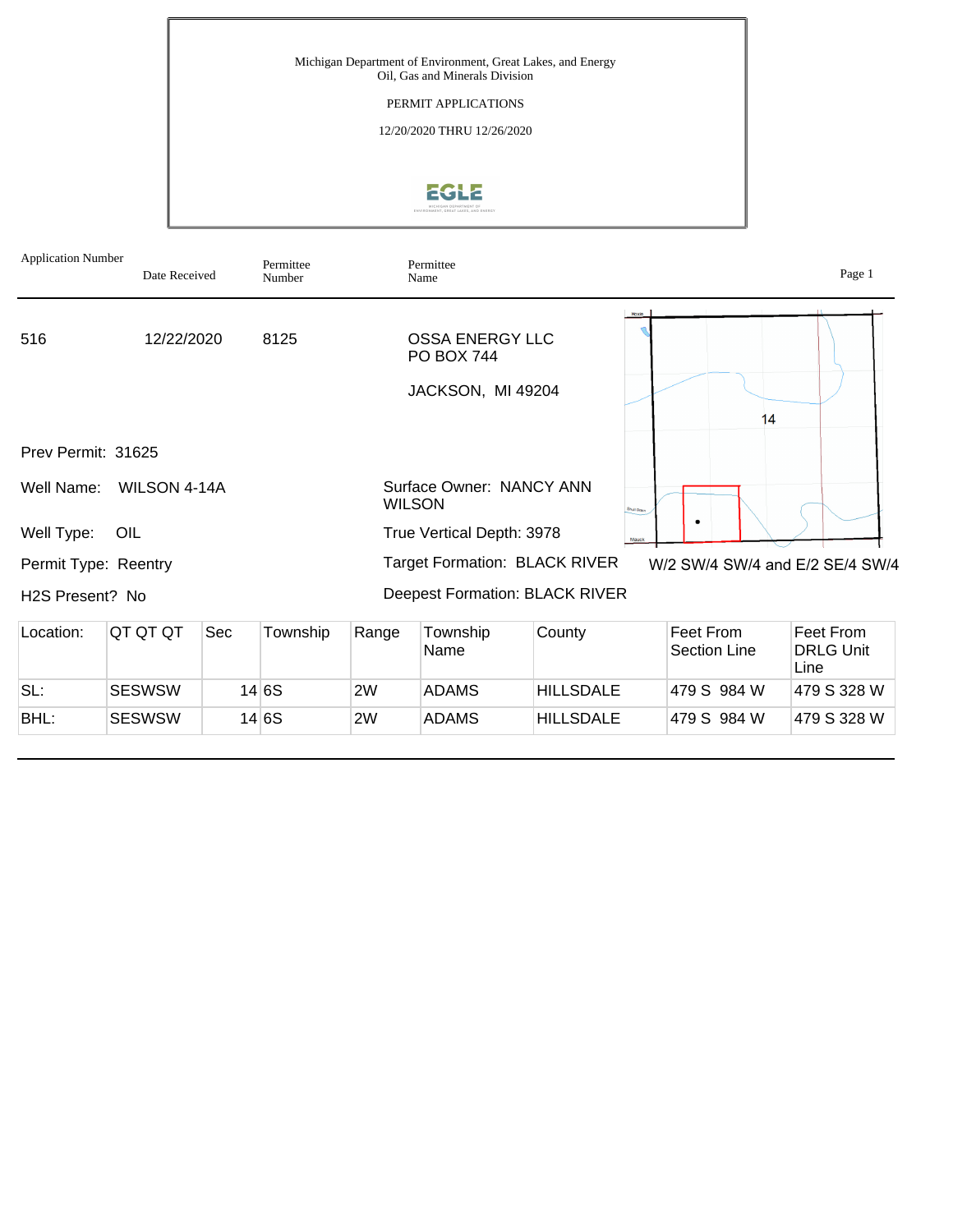Michigan Department of Environment, Great Lakes, and Energy
Oil, Gas and Minerals Division

PERMIT APPLICATIONS

12/20/2020 THRU 12/26/2020

| Application Number | Date Received | Permittee Number | Permittee Name |
|---|---|---|---|
| 516 | 12/22/2020 | 8125 | OSSA ENERGY LLC<br>PO BOX 744<br>JACKSON, MI 49204 |

Prev Permit: 31625

Well Name: WILSON 4-14A

Well Type: OIL

Permit Type: Reentry

H2S Present? No

Surface Owner: NANCY ANN WILSON

True Vertical Depth: 3978

Target Formation: BLACK RIVER

Deepest Formation: BLACK RIVER

W/2 SW/4 SW/4 and E/2 SE/4 SW/4

| Location: | QT QT QT | Sec | Township | Range | Township Name | County | Feet From Section Line | Feet From DRLG Unit Line |
|---|---|---|---|---|---|---|---|---|
| SL: | SESWSW | 14 | 6S | 2W | ADAMS | HILLSDALE | 479 S 984 W | 479 S 328 W |
| BHL: | SESWSW | 14 | 6S | 2W | ADAMS | HILLSDALE | 479 S 984 W | 479 S 328 W |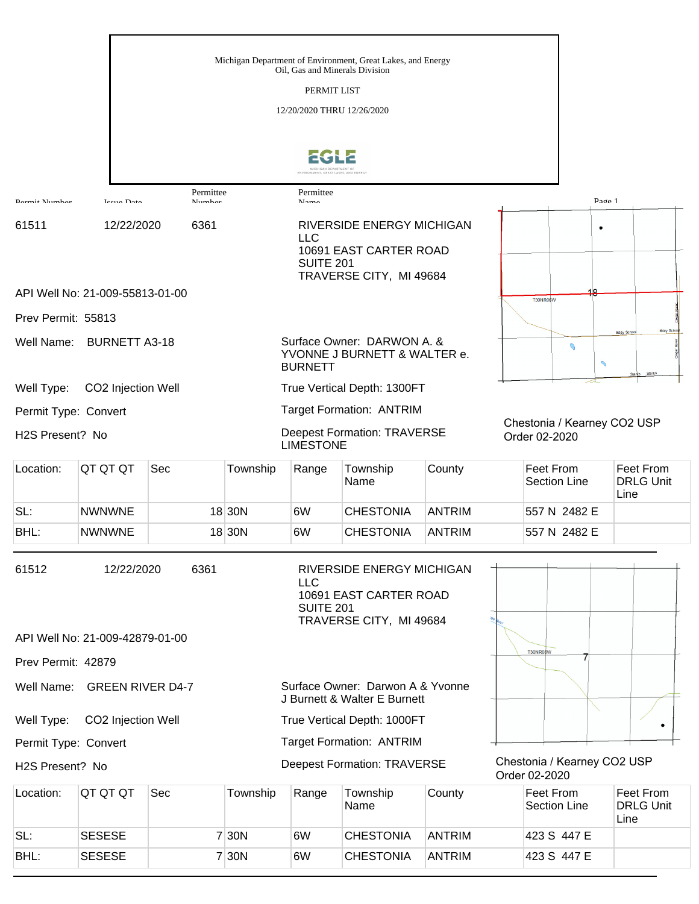Michigan Department of Environment, Great Lakes, and Energy
Oil, Gas and Minerals Division

PERMIT LIST

12/20/2020 THRU 12/26/2020

EGLE

| Permit Number | Issue Date | Permittee Number | Permittee Name |
|---|---|---|---|
| 61511 | 12/22/2020 | 6361 | RIVERSIDE ENERGY MICHIGAN LLC<br>10691 EAST CARTER ROAD<br>SUITE 201<br>TRAVERSE CITY, MI 49684 |

API Well No: 21-009-55813-01-00

Prev Permit: 55813

Well Name: BURNETT A3-18

Surface Owner: DARWON A. & YVONNE J BURNETT & WALTER e. BURNETT

Well Type: CO2 Injection Well

True Vertical Depth: 1300FT

Permit Type: Convert

Target Formation: ANTRIM

H2S Present? No

Deepest Formation: TRAVERSE LIMESTONE

Chestonia / Kearney CO2 USP Order 02-2020

| Location: | QT QT QT | Sec | Township | Range | Township Name | County | Feet From Section Line | Feet From DRLG Unit Line |
|---|---|---|---|---|---|---|---|---|
| SL: | NWNWNE | 18 | 30N | 6W | CHESTONIA | ANTRIM | 557 N 2482 E | |
| BHL: | NWNWNE | 18 | 30N | 6W | CHESTONIA | ANTRIM | 557 N 2482 E | |

| Permit Number | Issue Date | Permittee Number | Permittee Name |
|---|---|---|---|
| 61512 | 12/22/2020 | 6361 | RIVERSIDE ENERGY MICHIGAN LLC<br>10691 EAST CARTER ROAD<br>SUITE 201<br>TRAVERSE CITY, MI 49684 |

API Well No: 21-009-42879-01-00

Prev Permit: 42879

Well Name: GREEN RIVER D4-7

Surface Owner: Darwon A & Yvonne J Burnett & Walter E Burnett

Well Type: CO2 Injection Well

True Vertical Depth: 1000FT

Permit Type: Convert

Target Formation: ANTRIM

H2S Present? No

Deepest Formation: TRAVERSE

Chestonia / Kearney CO2 USP Order 02-2020

| Location: | QT QT QT | Sec | Township | Range | Township Name | County | Feet From Section Line | Feet From DRLG Unit Line |
|---|---|---|---|---|---|---|---|---|
| SL: | SESESE | 7 | 30N | 6W | CHESTONIA | ANTRIM | 423 S 447 E | |
| BHL: | SESESE | 7 | 30N | 6W | CHESTONIA | ANTRIM | 423 S 447 E | |